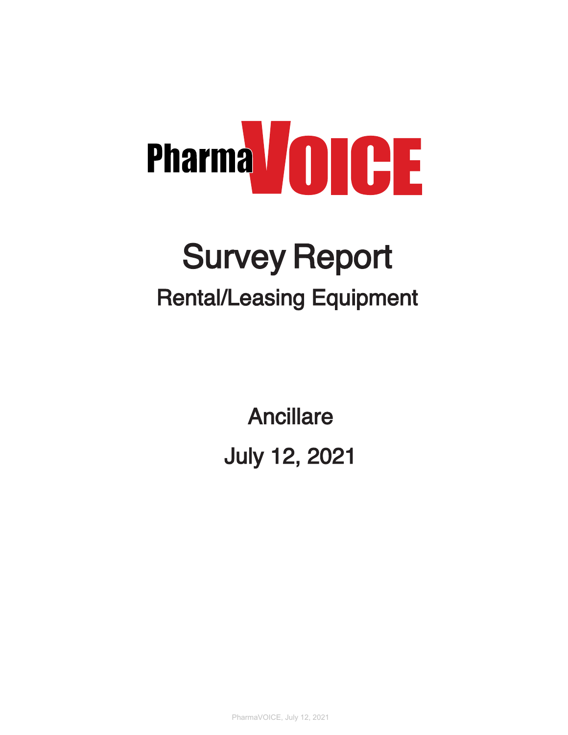# PharmaVOICE

# Survey Report

## Rental/Leasing Equipment

Ancillare

July 12, 2021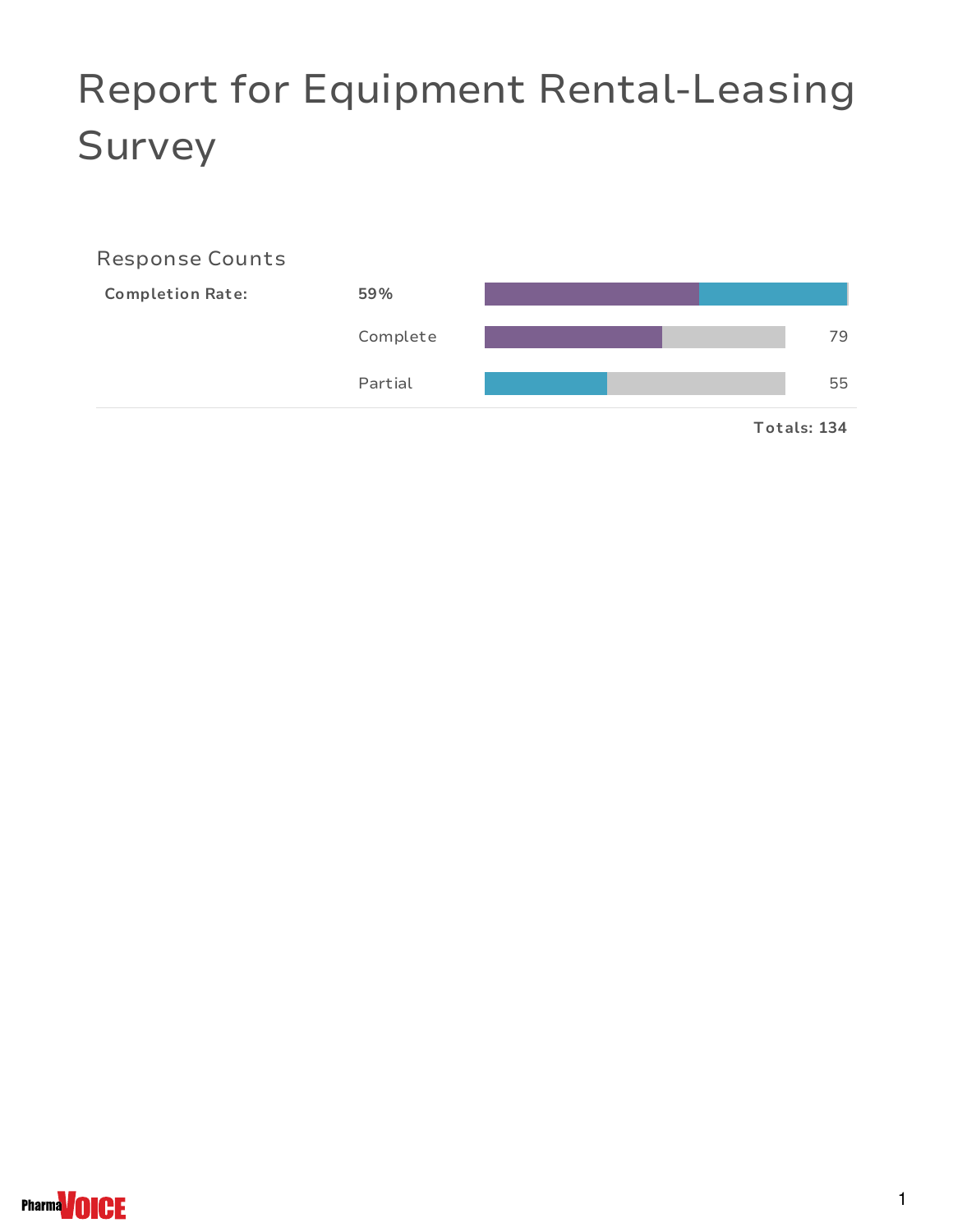# Report for Equipment Rental-Leasing Survey

## Response Counts

| Completion Rate: | 59% |
| --- | --- |
| Complete | 79 |
| Partial | 55 |

**Totals: 134**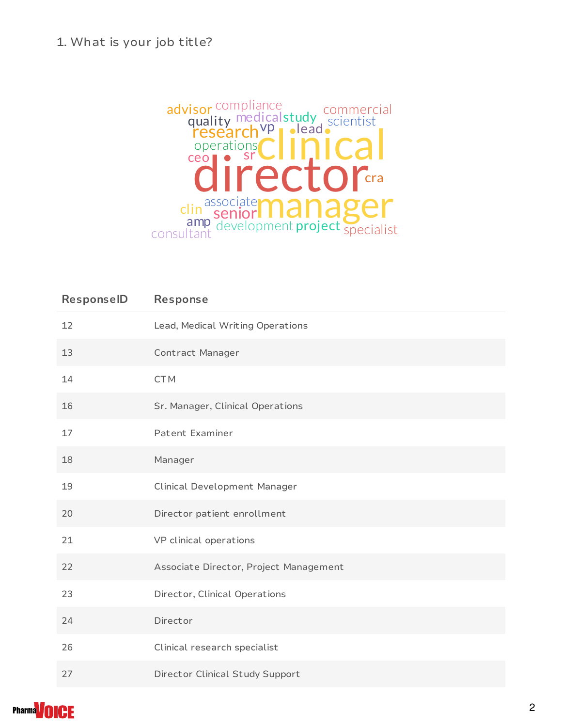1. What is your job title?

| ResponseID | Response |
|---|---|
| 12 | Lead, Medical Writing Operations |
| 13 | Contract Manager |
| 14 | CTM |
| 16 | Sr. Manager, Clinical Operations |
| 17 | Patent Examiner |
| 18 | Manager |
| 19 | Clinical Development Manager |
| 20 | Director patient enrollment |
| 21 | VP clinical operations |
| 22 | Associate Director, Project Management |
| 23 | Director, Clinical Operations |
| 24 | Director |
| 26 | Clinical research specialist |
| 27 | Director Clinical Study Support |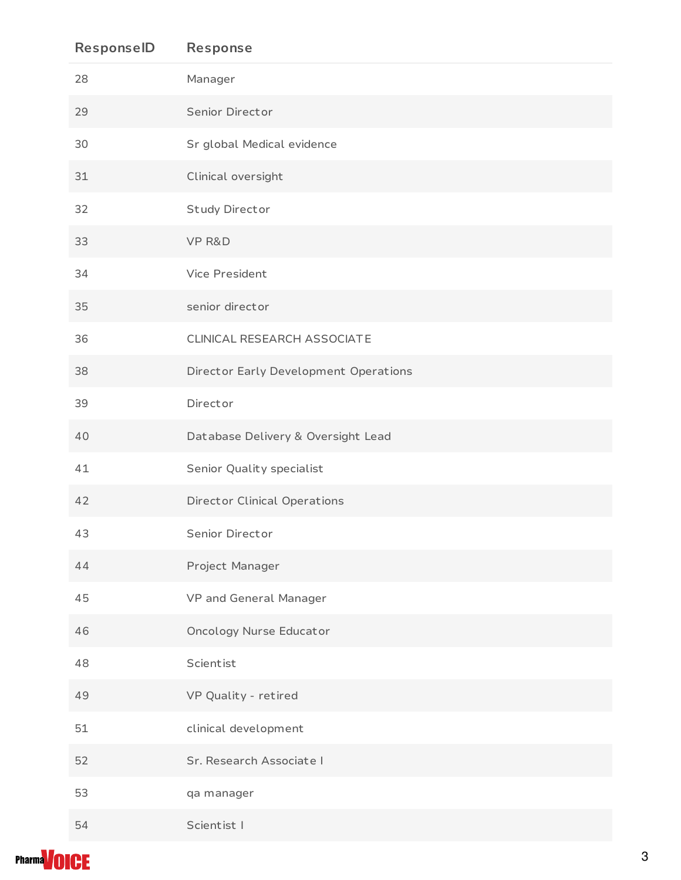| ResponseID | Response |
|---|---|
| 28 | Manager |
| 29 | Senior Director |
| 30 | Sr global Medical evidence |
| 31 | Clinical oversight |
| 32 | Study Director |
| 33 | VP R&D |
| 34 | Vice President |
| 35 | senior director |
| 36 | CLINICAL RESEARCH ASSOCIATE |
| 38 | Director Early Development Operations |
| 39 | Director |
| 40 | Database Delivery & Oversight Lead |
| 41 | Senior Quality specialist |
| 42 | Director Clinical Operations |
| 43 | Senior Director |
| 44 | Project Manager |
| 45 | VP and General Manager |
| 46 | Oncology Nurse Educator |
| 48 | Scientist |
| 49 | VP Quality - retired |
| 51 | clinical development |
| 52 | Sr. Research Associate I |
| 53 | qa manager |
| 54 | Scientist I |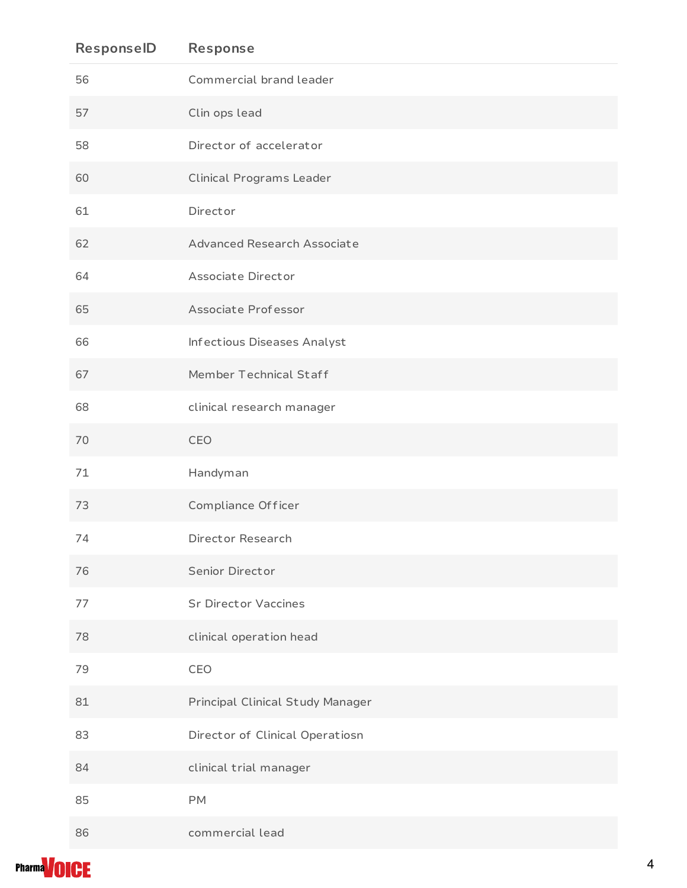| ResponseID | Response |
| --- | --- |
| 56 | Commercial brand leader |
| 57 | Clin ops lead |
| 58 | Director of accelerator |
| 60 | Clinical Programs Leader |
| 61 | Director |
| 62 | Advanced Research Associate |
| 64 | Associate Director |
| 65 | Associate Professor |
| 66 | Infectious Diseases Analyst |
| 67 | Member Technical Staff |
| 68 | clinical research manager |
| 70 | CEO |
| 71 | Handyman |
| 73 | Compliance Officer |
| 74 | Director Research |
| 76 | Senior Director |
| 77 | Sr Director Vaccines |
| 78 | clinical operation head |
| 79 | CEO |
| 81 | Principal Clinical Study Manager |
| 83 | Director of Clinical Operatiosn |
| 84 | clinical trial manager |
| 85 | PM |
| 86 | commercial lead |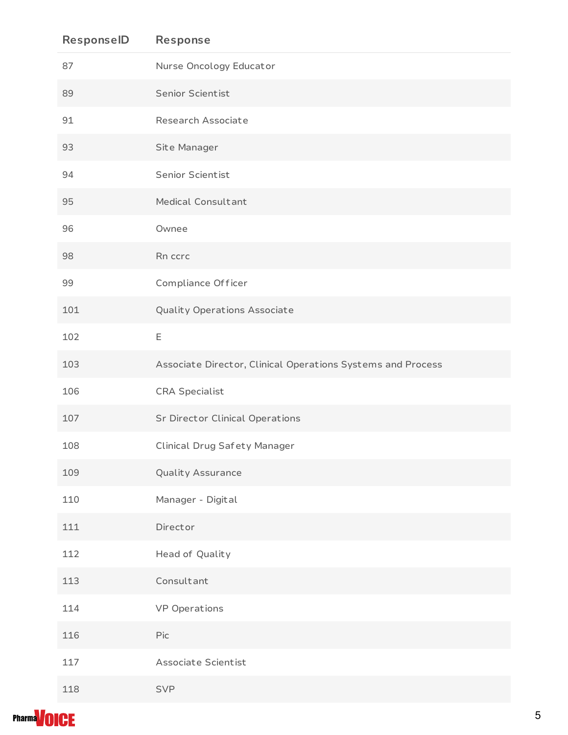| ResponseID | Response |
|---|---|
| 87 | Nurse Oncology Educator |
| 89 | Senior Scientist |
| 91 | Research Associate |
| 93 | Site Manager |
| 94 | Senior Scientist |
| 95 | Medical Consultant |
| 96 | Ownee |
| 98 | Rn ccrc |
| 99 | Compliance Officer |
| 101 | Quality Operations Associate |
| 102 | E |
| 103 | Associate Director, Clinical Operations Systems and Process |
| 106 | CRA Specialist |
| 107 | Sr Director Clinical Operations |
| 108 | Clinical Drug Safety Manager |
| 109 | Quality Assurance |
| 110 | Manager - Digital |
| 111 | Director |
| 112 | Head of Quality |
| 113 | Consultant |
| 114 | VP Operations |
| 116 | Pic |
| 117 | Associate Scientist |
| 118 | SVP |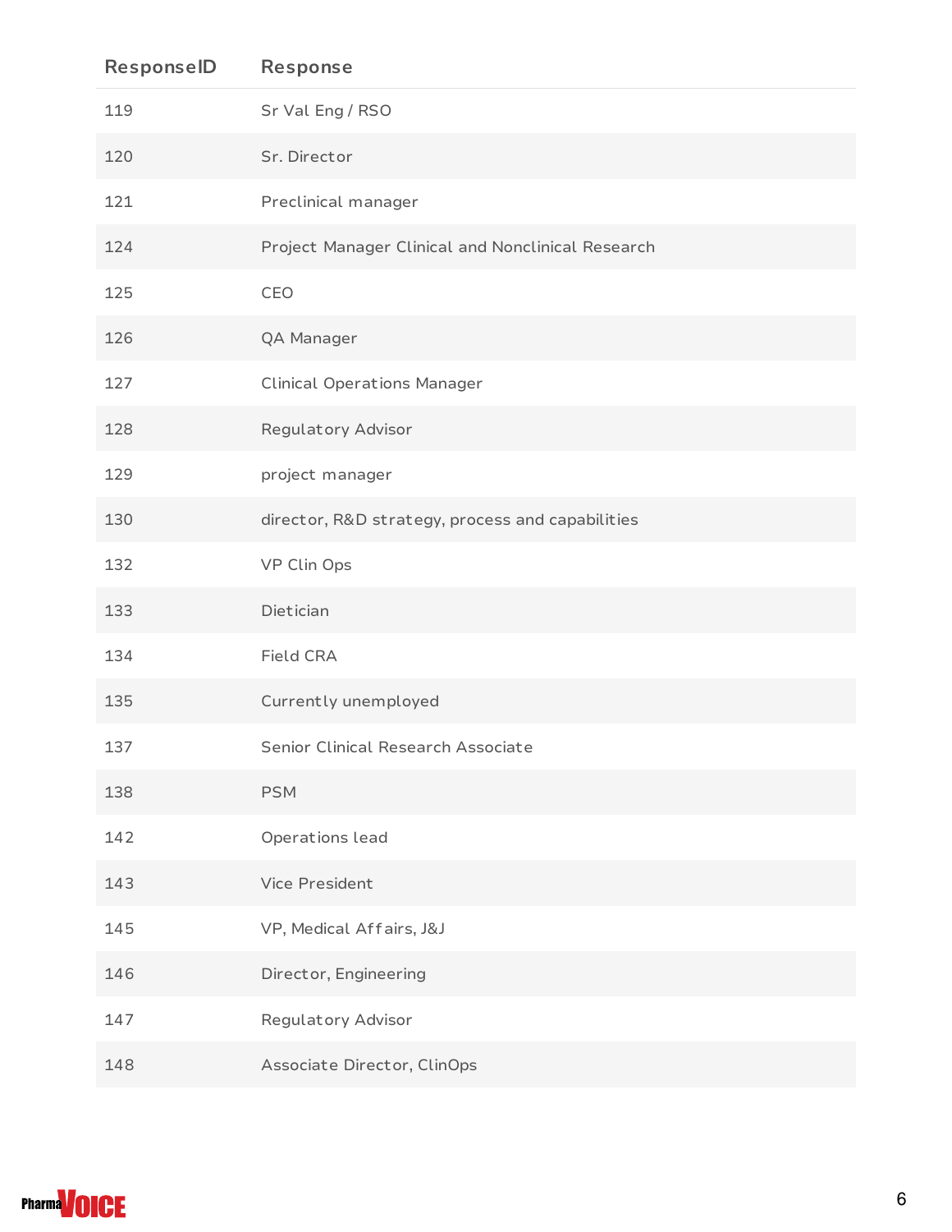| ResponseID | Response |
| --- | --- |
| 119 | Sr Val Eng / RSO |
| 120 | Sr. Director |
| 121 | Preclinical manager |
| 124 | Project Manager Clinical and Nonclinical Research |
| 125 | CEO |
| 126 | QA Manager |
| 127 | Clinical Operations Manager |
| 128 | Regulatory Advisor |
| 129 | project manager |
| 130 | director, R&D strategy, process and capabilities |
| 132 | VP Clin Ops |
| 133 | Dietician |
| 134 | Field CRA |
| 135 | Currently unemployed |
| 137 | Senior Clinical Research Associate |
| 138 | PSM |
| 142 | Operations lead |
| 143 | Vice President |
| 145 | VP, Medical Affairs, J&J |
| 146 | Director, Engineering |
| 147 | Regulatory Advisor |
| 148 | Associate Director, ClinOps |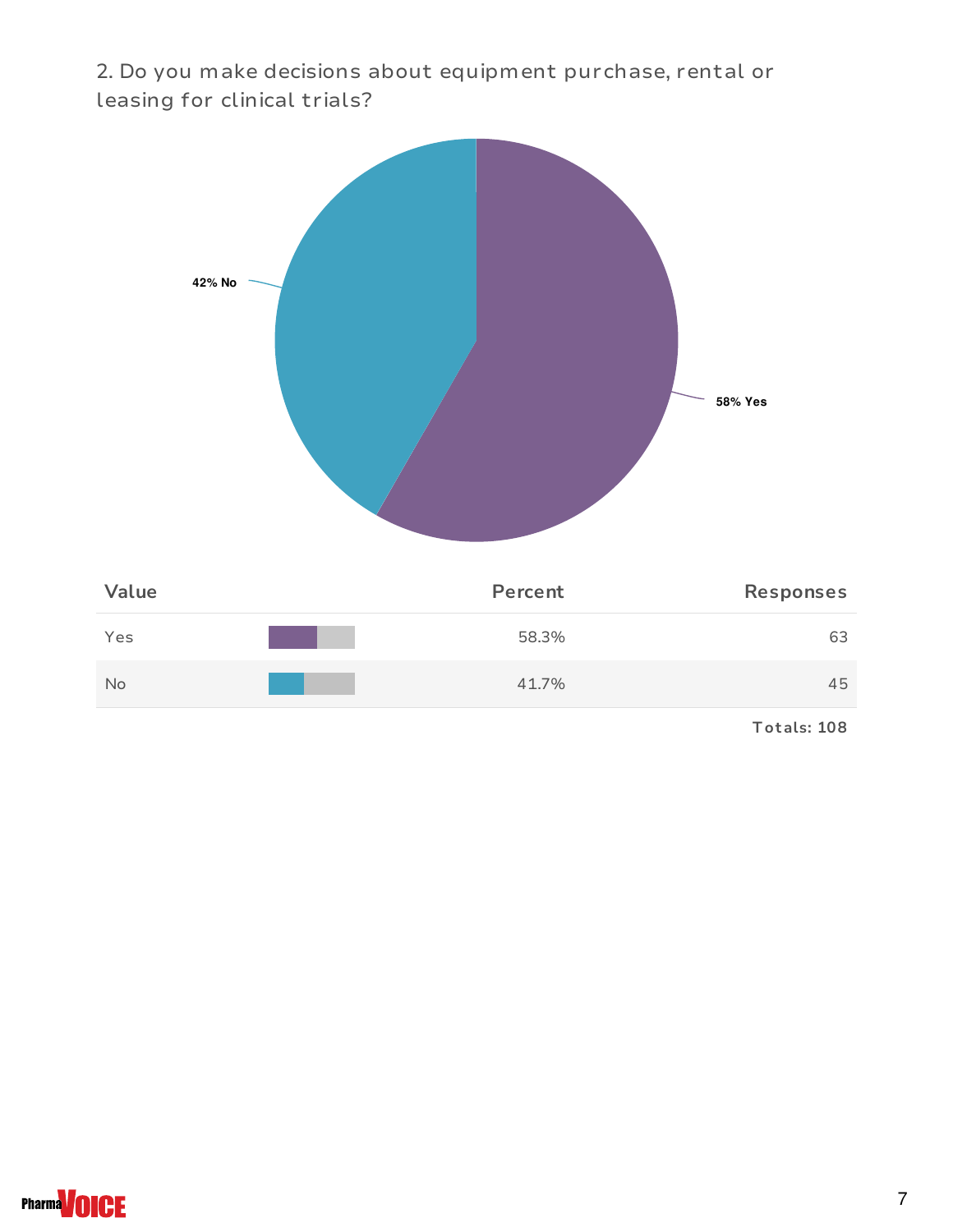2. Do you make decisions about equipment purchase, rental or leasing for clinical trials?

42% No

58% Yes

| Value | Percent | Responses |
|---|---|---|
| Yes | 58.3% | 63 |
| No | 41.7% | 45 |
| | | Totals: 108 |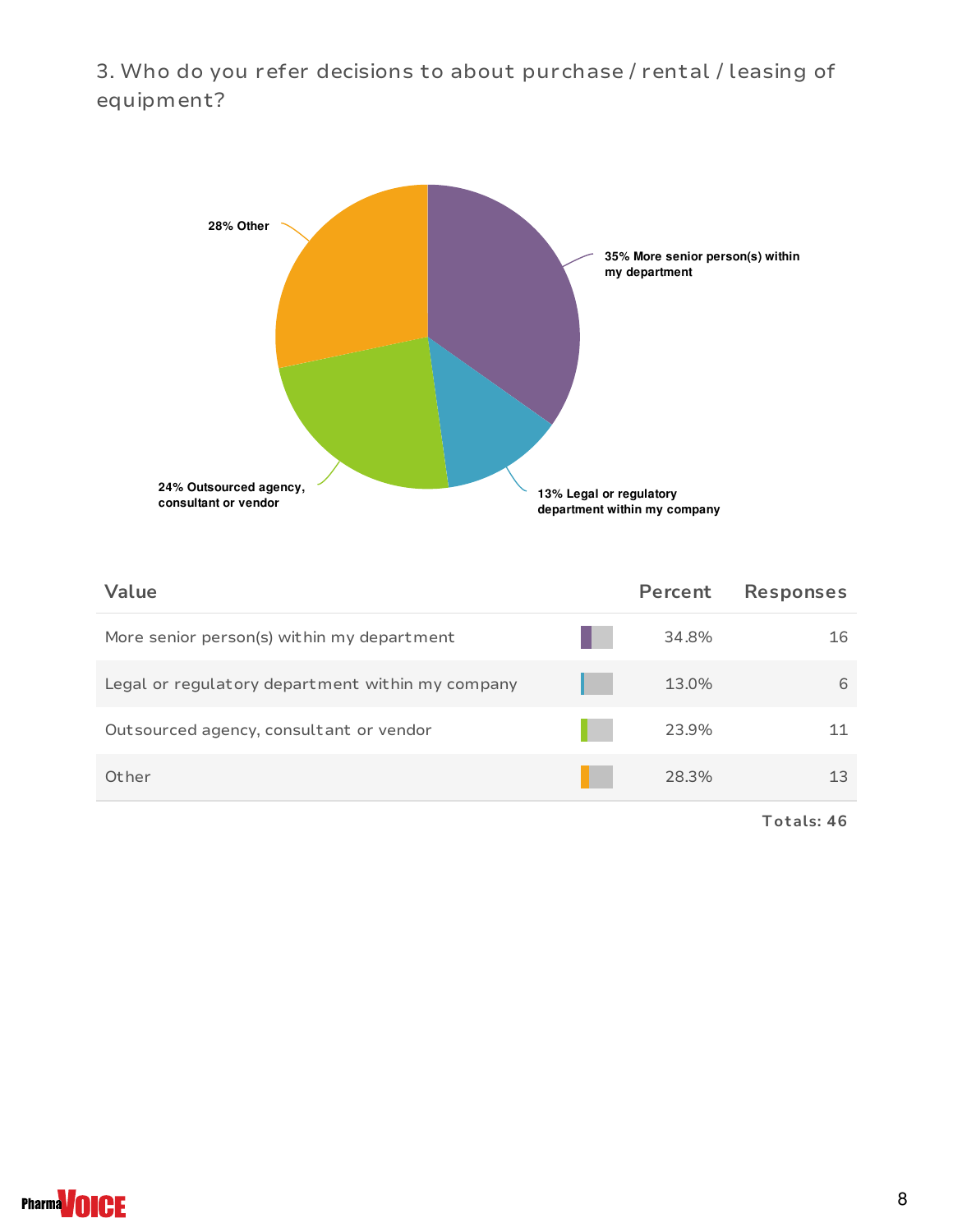## 3. Who do you refer decisions to about purchase / rental / leasing of equipment?

28% Other

35% More senior person(s) within my department

24% Outsourced agency, consultant or vendor

13% Legal or regulatory department within my company

| Value | Percent | Responses |
|---|---|---|
| More senior person(s) within my department | 34.8% | 16 |
| Legal or regulatory department within my company | 13.0% | 6 |
| Outsourced agency, consultant or vendor | 23.9% | 11 |
| Other | 28.3% | 13 |

**Totals: 46**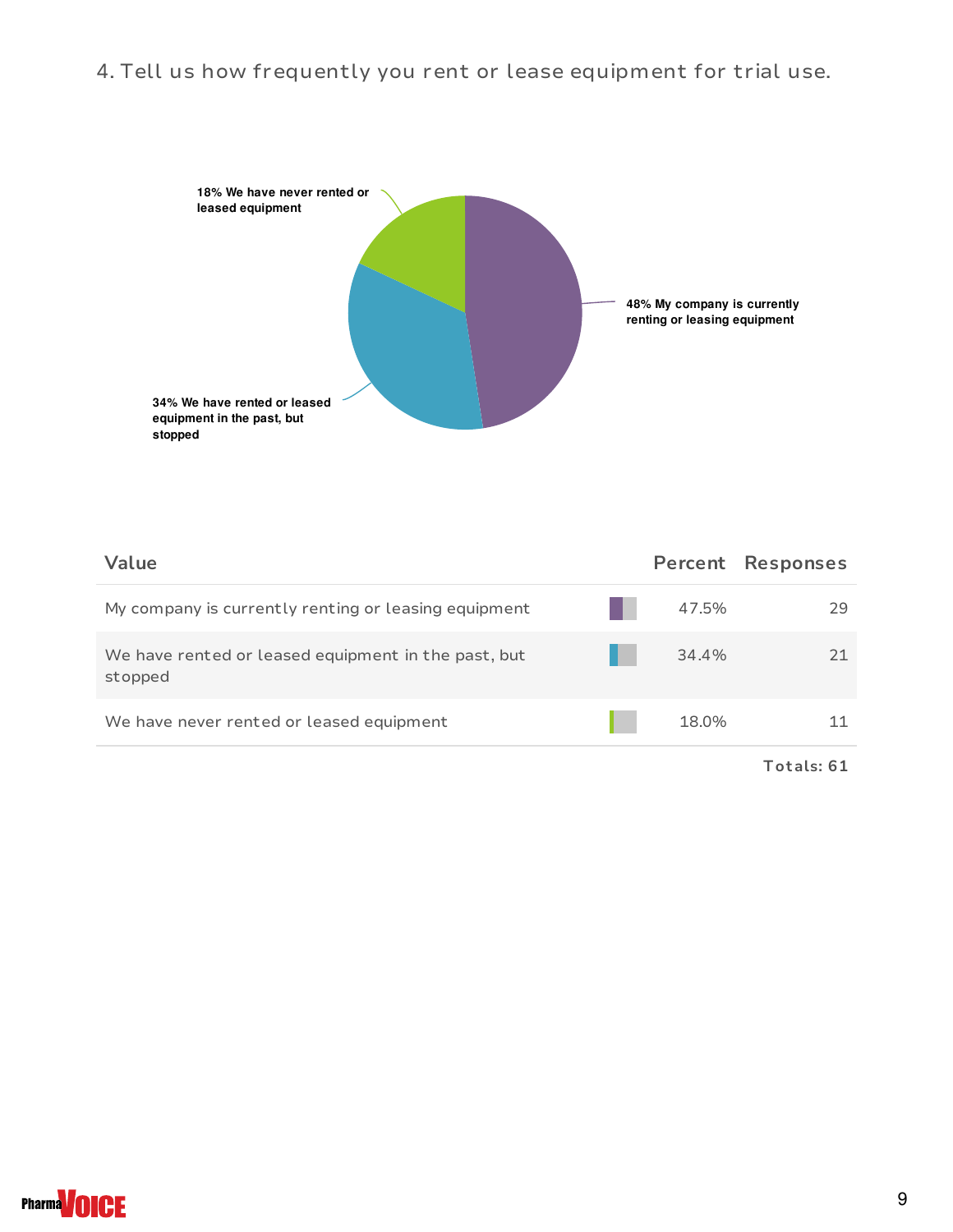## 4. Tell us how frequently you rent or lease equipment for trial use.

18% We have never rented or leased equipment

48% My company is currently renting or leasing equipment

34% We have rented or leased equipment in the past, but stopped

| Value | Percent | Responses |
|---|---|---|
| My company is currently renting or leasing equipment | 47.5% | 29 |
| We have rented or leased equipment in the past, but stopped | 34.4% | 21 |
| We have never rented or leased equipment | 18.0% | 11 |

**Totals: 61**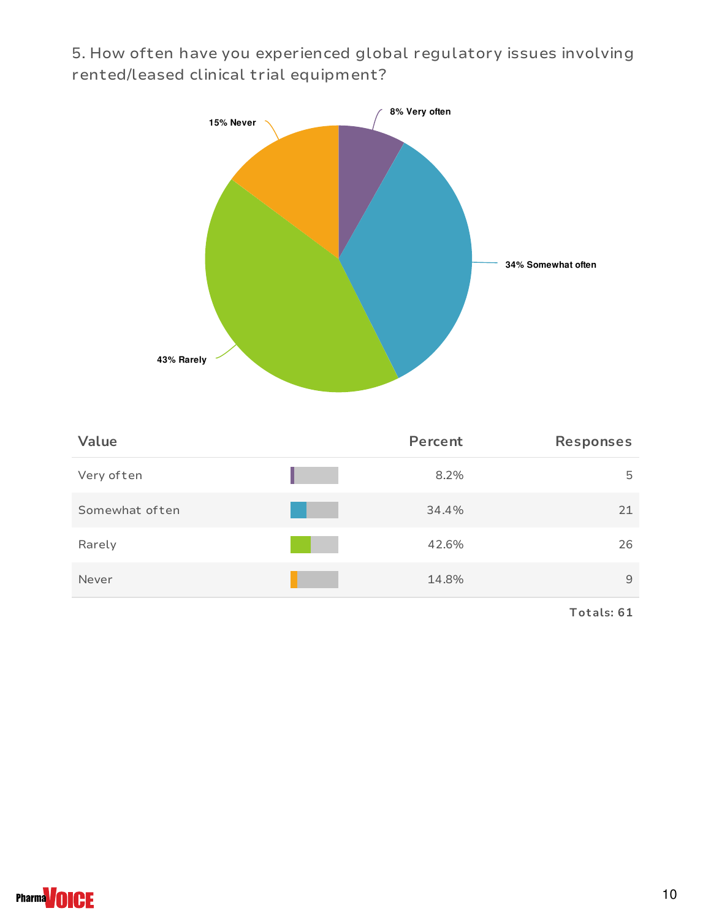## 5. How often have you experienced global regulatory issues involving rented/leased clinical trial equipment?

8% Very often

34% Somewhat often

43% Rarely

15% Never

| Value | Percent | Responses |
|---|---|---|
| Very often | 8.2% | 5 |
| Somewhat often | 34.4% | 21 |
| Rarely | 42.6% | 26 |
| Never | 14.8% | 9 |

Totals: 61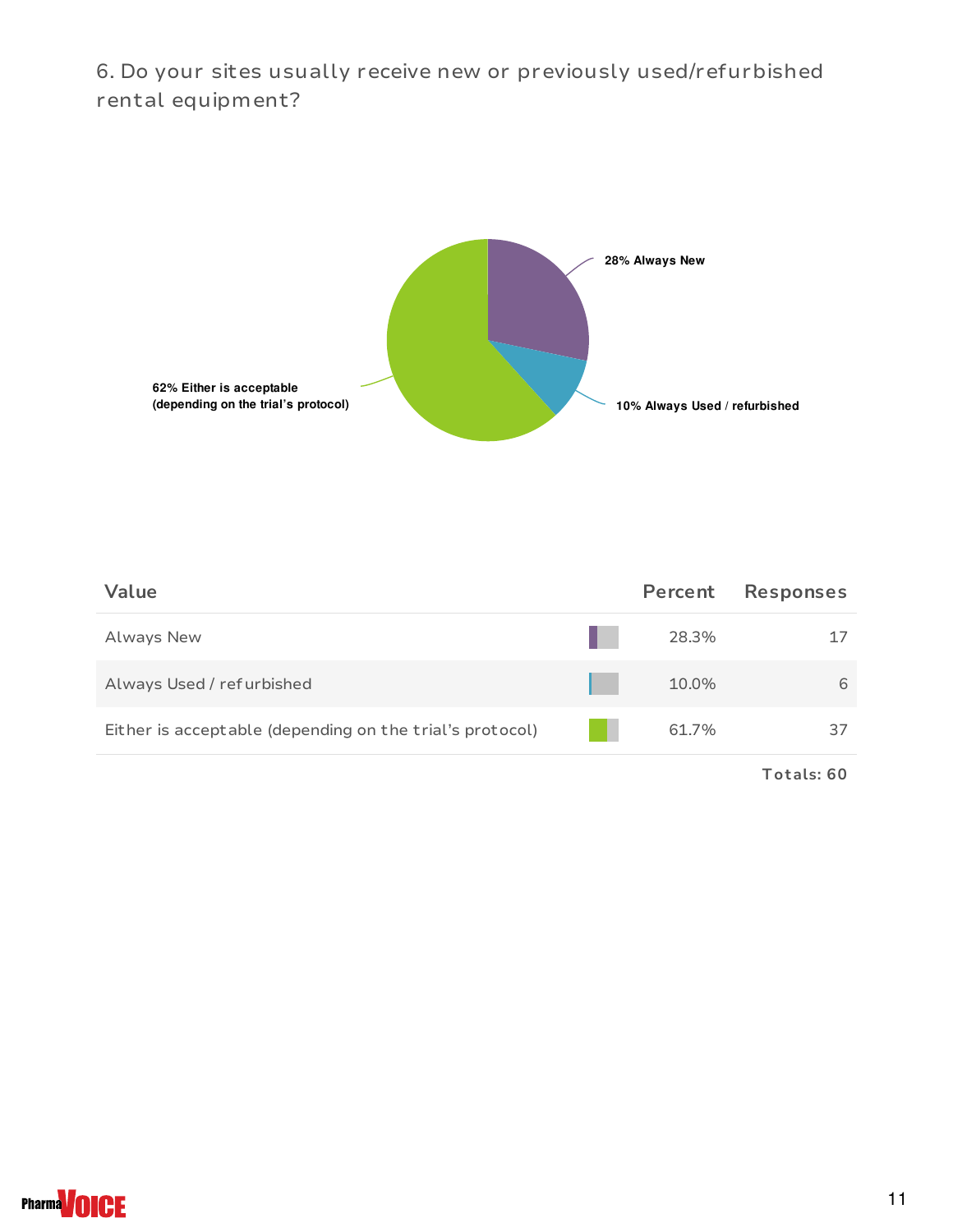## 6. Do your sites usually receive new or previously used/refurbished rental equipment?

28% Always New

10% Always Used / refurbished

62% Either is acceptable (depending on the trial's protocol)

| Value | Percent | Responses |
|---|---|---|
| Always New | 28.3% | 17 |
| Always Used / refurbished | 10.0% | 6 |
| Either is acceptable (depending on the trial's protocol) | 61.7% | 37 |

**Totals: 60**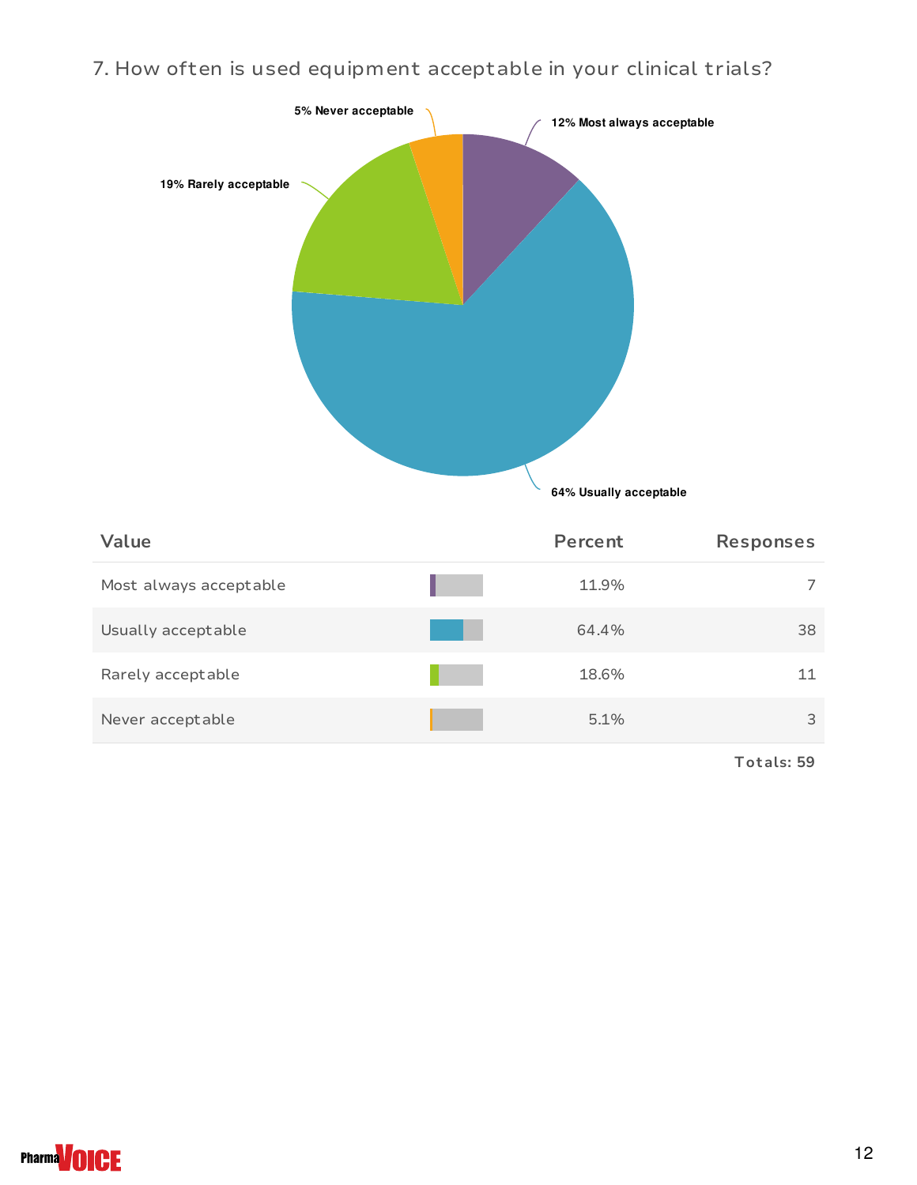## 7. How often is used equipment acceptable in your clinical trials?

5% Never acceptable

12% Most always acceptable

19% Rarely acceptable

64% Usually acceptable

| Value | Percent | Responses |
|---|---|---|
| Most always acceptable | 11.9% | 7 |
| Usually acceptable | 64.4% | 38 |
| Rarely acceptable | 18.6% | 11 |
| Never acceptable | 5.1% | 3 |

**Totals: 59**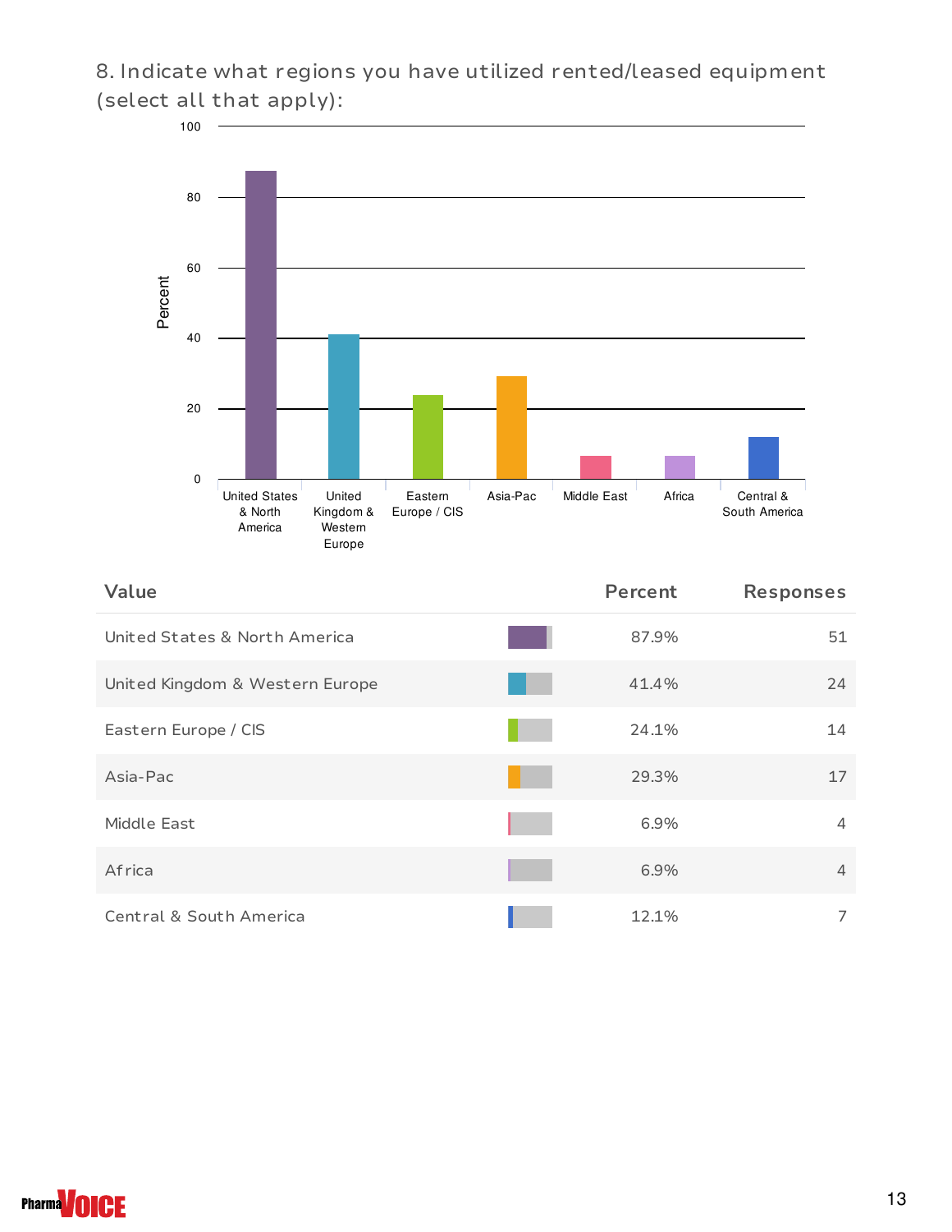## 8. Indicate what regions you have utilized rented/leased equipment (select all that apply):

| Value | Percent | Responses |
|---|---|---|
| United States & North America | 87.9% | 51 |
| United Kingdom & Western Europe | 41.4% | 24 |
| Eastern Europe / CIS | 24.1% | 14 |
| Asia-Pac | 29.3% | 17 |
| Middle East | 6.9% | 4 |
| Africa | 6.9% | 4 |
| Central & South America | 12.1% | 7 |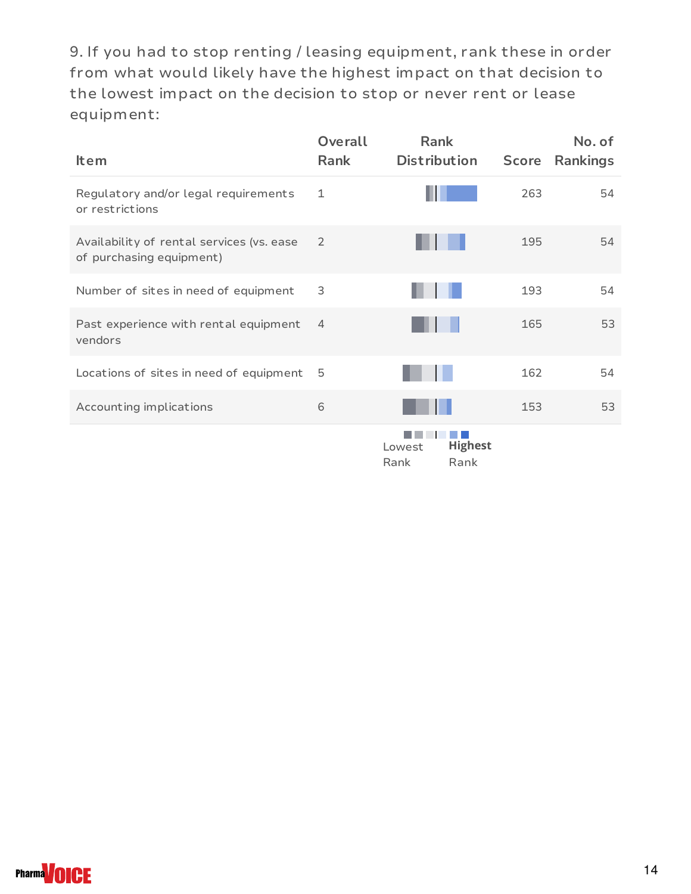9. If you had to stop renting / leasing equipment, rank these in order from what would likely have the highest impact on that decision to the lowest impact on the decision to stop or never rent or lease equipment:

| Item | Overall Rank | Rank Distribution | Score | No. of Rankings |
|---|---|---|---|---|
| Regulatory and/or legal requirements or restrictions | 1 | | 263 | 54 |
| Availability of rental services (vs. ease of purchasing equipment) | 2 | | 195 | 54 |
| Number of sites in need of equipment | 3 | | 193 | 54 |
| Past experience with rental equipment vendors | 4 | | 165 | 53 |
| Locations of sites in need of equipment | 5 | | 162 | 54 |
| Accounting implications | 6 | | 153 | 53 |

Lowest Rank — **Highest** Rank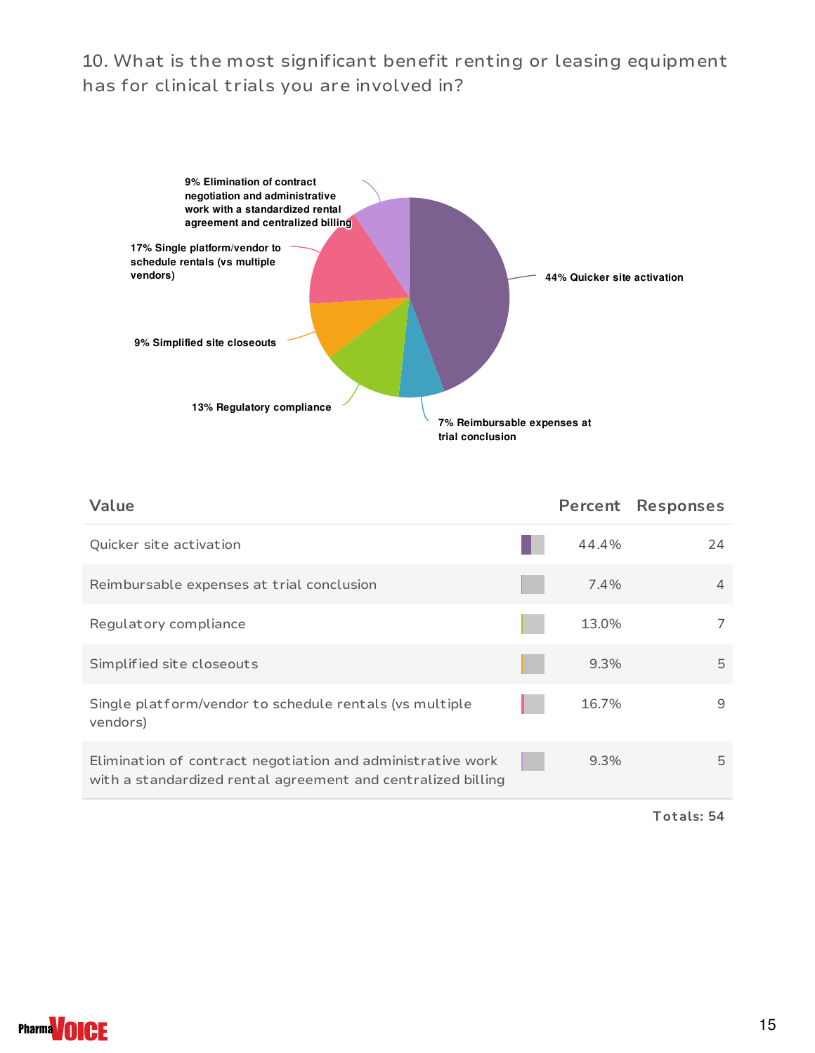## 10. What is the most significant benefit renting or leasing equipment has for clinical trials you are involved in?

9% Elimination of contract negotiation and administrative work with a standardized rental agreement and centralized billing

17% Single platform/vendor to schedule rentals (vs multiple vendors)

9% Simplified site closeouts

13% Regulatory compliance

7% Reimbursable expenses at trial conclusion

44% Quicker site activation

| Value | Percent | Responses |
|---|---|---|
| Quicker site activation | 44.4% | 24 |
| Reimbursable expenses at trial conclusion | 7.4% | 4 |
| Regulatory compliance | 13.0% | 7 |
| Simplified site closeouts | 9.3% | 5 |
| Single platform/vendor to schedule rentals (vs multiple vendors) | 16.7% | 9 |
| Elimination of contract negotiation and administrative work with a standardized rental agreement and centralized billing | 9.3% | 5 |

**Totals: 54**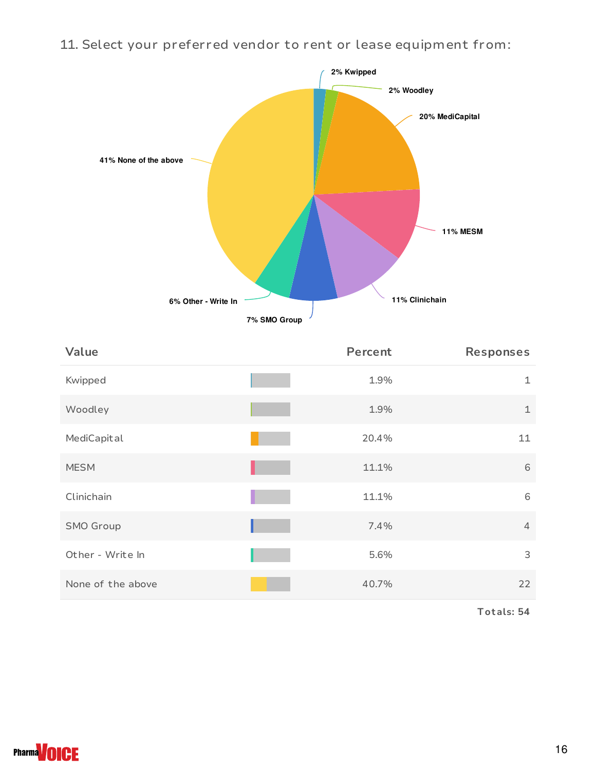11. Select your preferred vendor to rent or lease equipment from:

2% Kwipped

2% Woodley

20% MediCapital

11% MESM

11% Clinichain

7% SMO Group

6% Other - Write In

41% None of the above

| Value | Percent | Responses |
|---|---|---|
| Kwipped | 1.9% | 1 |
| Woodley | 1.9% | 1 |
| MediCapital | 20.4% | 11 |
| MESM | 11.1% | 6 |
| Clinichain | 11.1% | 6 |
| SMO Group | 7.4% | 4 |
| Other - Write In | 5.6% | 3 |
| None of the above | 40.7% | 22 |

Totals: 54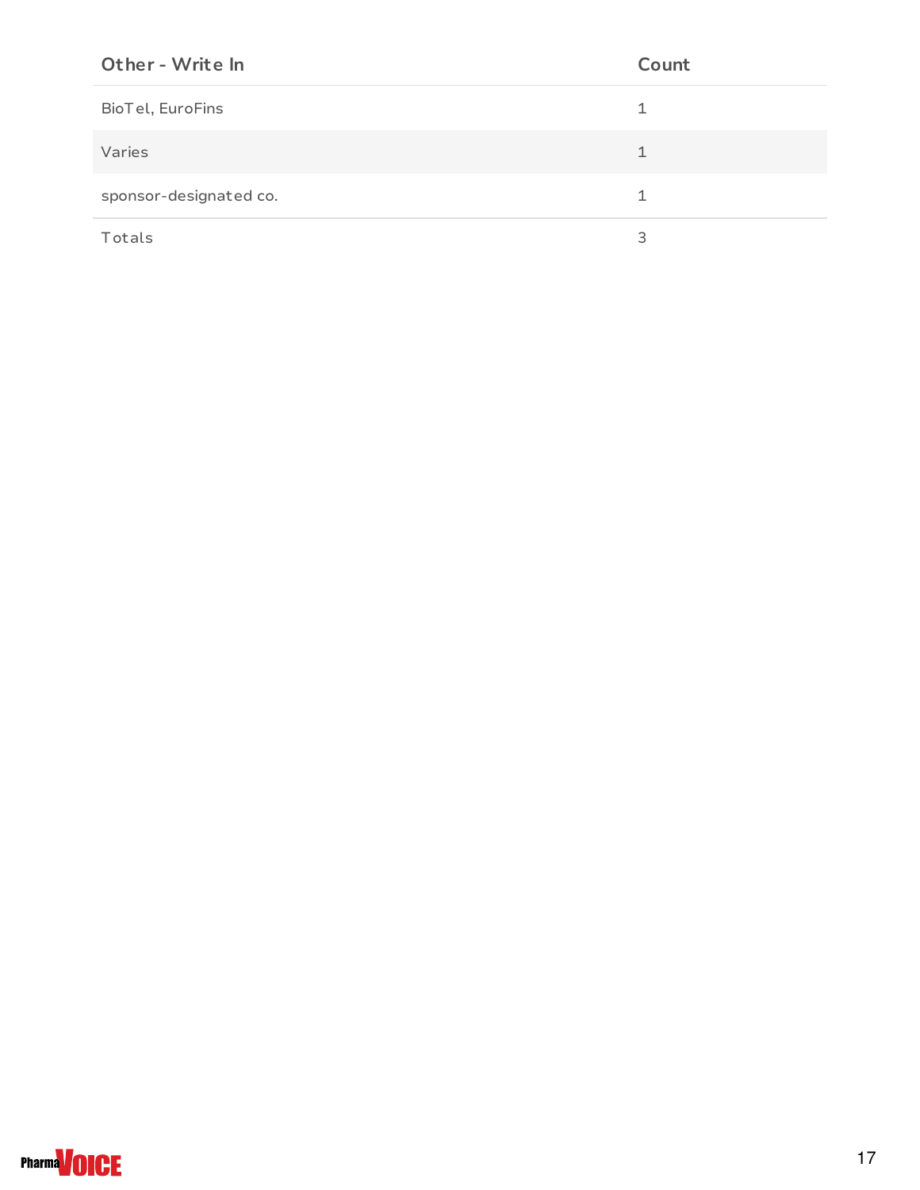| Other - Write In | Count |
| --- | --- |
| BioTel, EuroFins | 1 |
| Varies | 1 |
| sponsor-designated co. | 1 |
| Totals | 3 |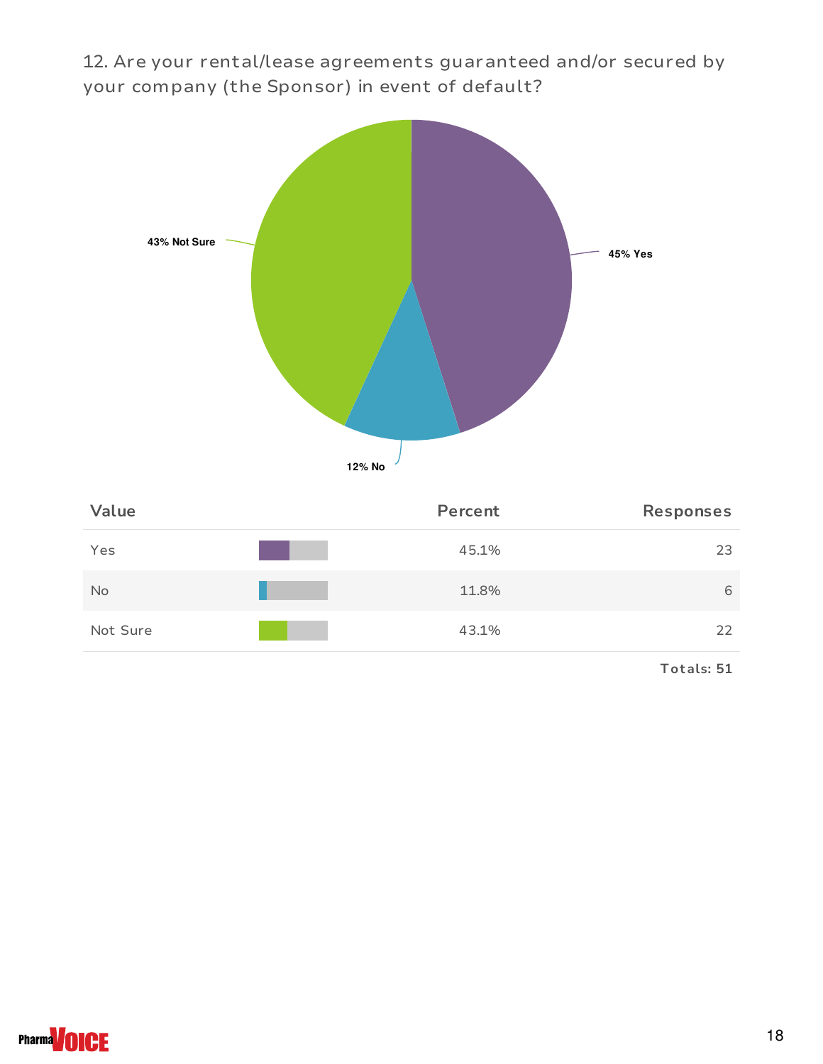12. Are your rental/lease agreements guaranteed and/or secured by your company (the Sponsor) in event of default?

43% Not Sure

45% Yes

12% No

| Value | Percent | Responses |
|---|---|---|
| Yes | 45.1% | 23 |
| No | 11.8% | 6 |
| Not Sure | 43.1% | 22 |

**Totals: 51**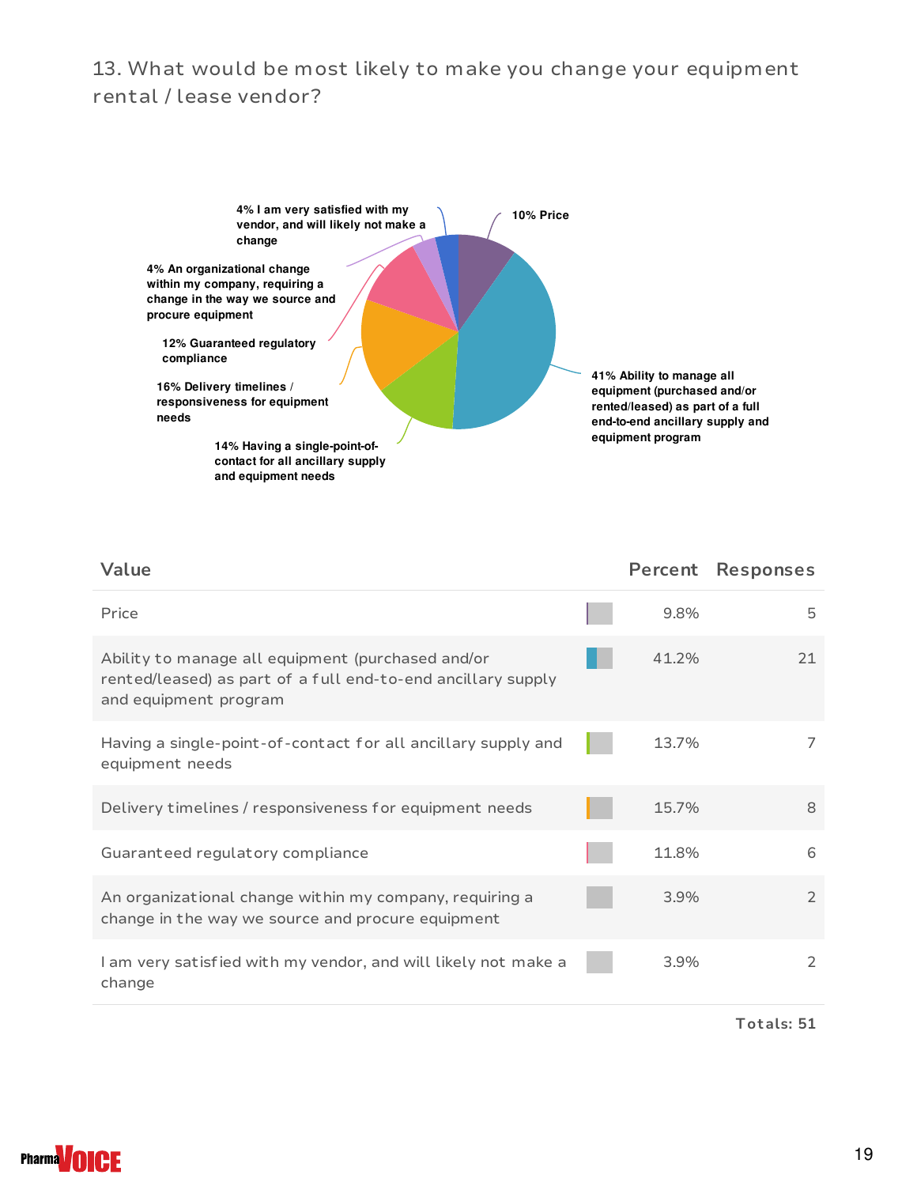## 13. What would be most likely to make you change your equipment rental / lease vendor?

4% I am very satisfied with my vendor, and will likely not make a change

10% Price

4% An organizational change within my company, requiring a change in the way we source and procure equipment

12% Guaranteed regulatory compliance

16% Delivery timelines / responsiveness for equipment needs

14% Having a single-point-of-contact for all ancillary supply and equipment needs

41% Ability to manage all equipment (purchased and/or rented/leased) as part of a full end-to-end ancillary supply and equipment program

| Value | Percent | Responses |
|---|---|---|
| Price | 9.8% | 5 |
| Ability to manage all equipment (purchased and/or rented/leased) as part of a full end-to-end ancillary supply and equipment program | 41.2% | 21 |
| Having a single-point-of-contact for all ancillary supply and equipment needs | 13.7% | 7 |
| Delivery timelines / responsiveness for equipment needs | 15.7% | 8 |
| Guaranteed regulatory compliance | 11.8% | 6 |
| An organizational change within my company, requiring a change in the way we source and procure equipment | 3.9% | 2 |
| I am very satisfied with my vendor, and will likely not make a change | 3.9% | 2 |

**Totals: 51**